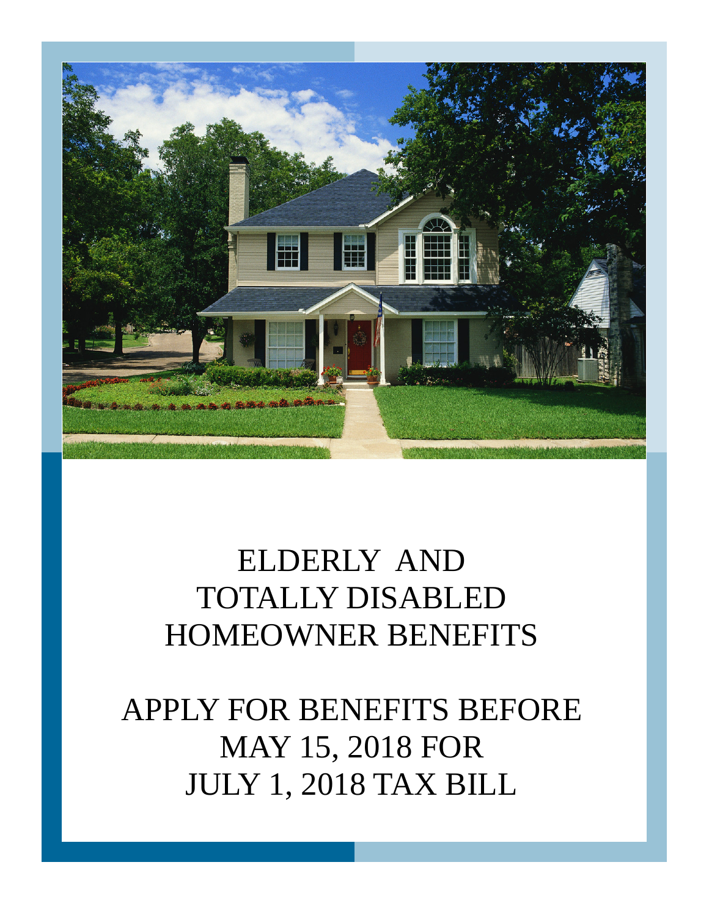# ELDERLY AND TOTALLY DISABLED HOMEOWNER BENEFITS

## APPLY FOR BENEFITS BEFORE MAY 15, 2018 FOR JULY 1, 2018 TAX BILL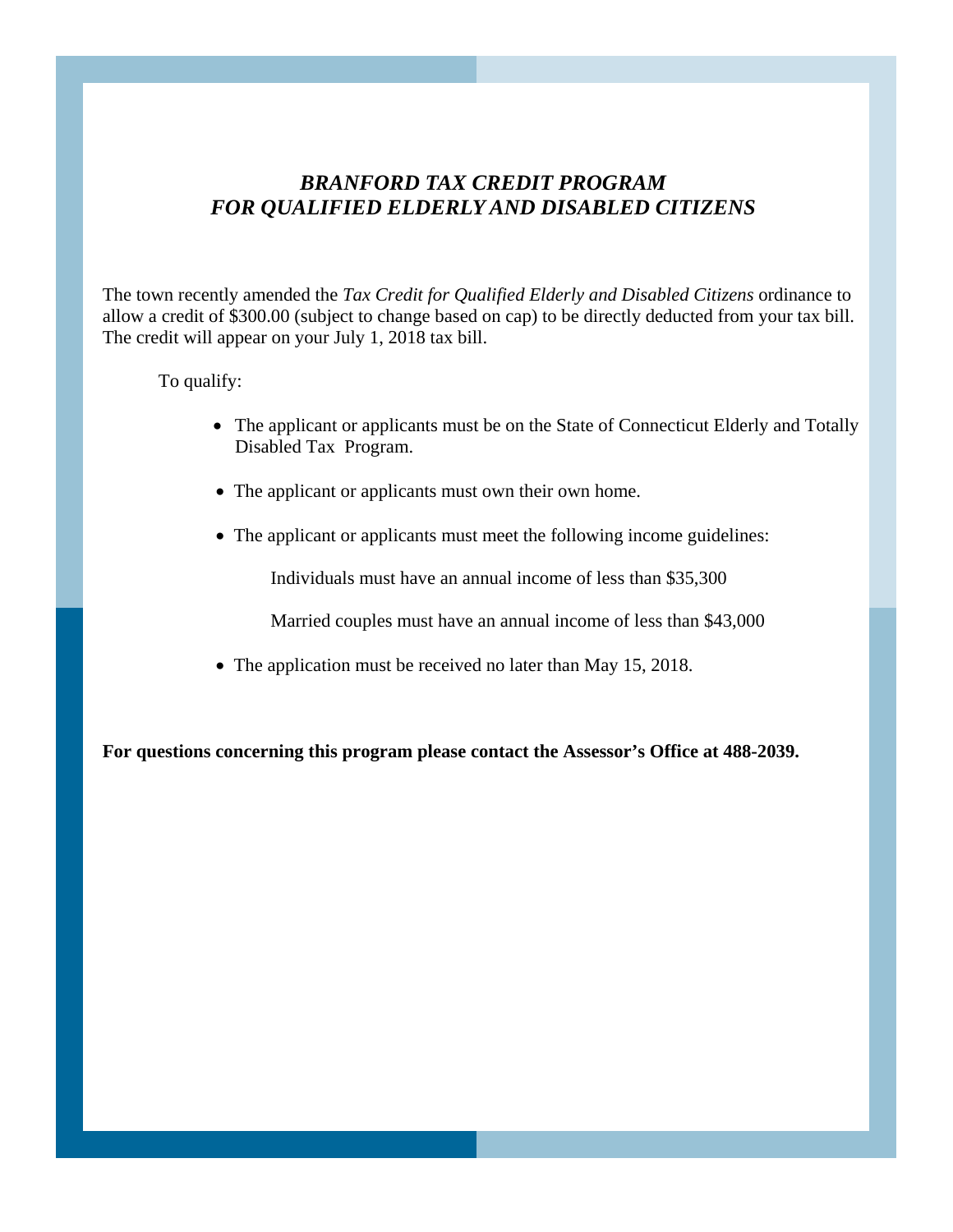# *BRANFORD TAX CREDIT PROGRAM FOR QUALIFIED ELDERLY AND DISABLED CITIZENS*

The town recently amended the *Tax Credit for Qualified Elderly and Disabled Citizens* ordinance to allow a credit of $300.00 (subject to change based on cap) to be directly deducted from your tax bill. The credit will appear on your July 1, 2018 tax bill.

To qualify:

- The applicant or applicants must be on the State of Connecticut Elderly and Totally Disabled Tax Program.
- The applicant or applicants must own their own home.
- The applicant or applicants must meet the following income guidelines:

  Individuals must have an annual income of less than $35,300

  Married couples must have an annual income of less than $43,000

- The application must be received no later than May 15, 2018.

**For questions concerning this program please contact the Assessor's Office at 488-2039.**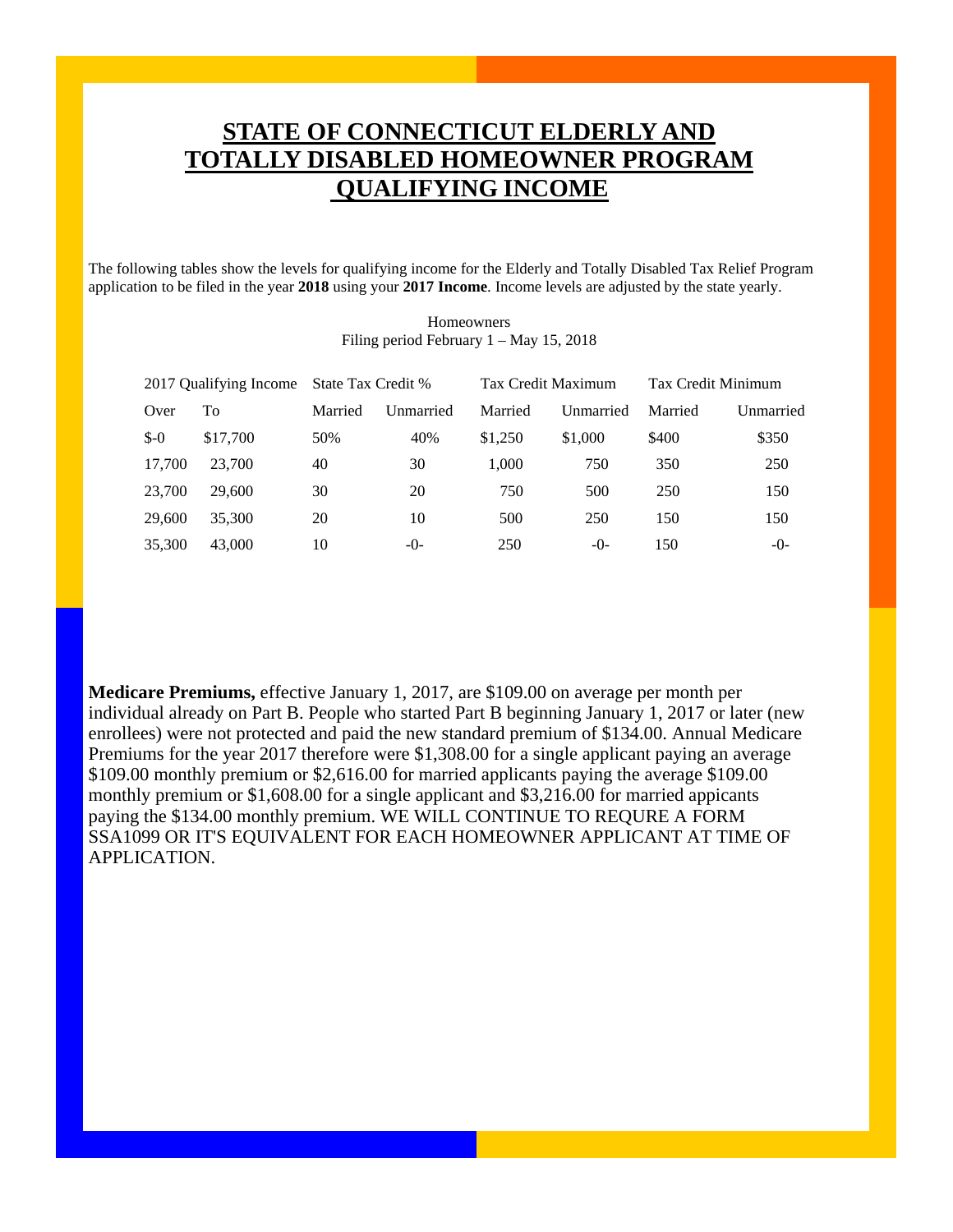# STATE OF CONNECTICUT ELDERLY AND TOTALLY DISABLED HOMEOWNER PROGRAM QUALIFYING INCOME

The following tables show the levels for qualifying income for the Elderly and Totally Disabled Tax Relief Program application to be filed in the year **2018** using your **2017 Income**. Income levels are adjusted by the state yearly.

Homeowners
Filing period February 1 – May 15, 2018

| 2017 Qualifying Income | | State Tax Credit % | | Tax Credit Maximum | | Tax Credit Minimum | |
|---|---|---|---|---|---|---|---|
| Over | To | Married | Unmarried | Married | Unmarried | Married | Unmarried |
| $-0 | $17,700 | 50% | 40% | $1,250 | $1,000 | $400 | $350 |
| 17,700 | 23,700 | 40 | 30 | 1,000 | 750 | 350 | 250 |
| 23,700 | 29,600 | 30 | 20 | 750 | 500 | 250 | 150 |
| 29,600 | 35,300 | 20 | 10 | 500 | 250 | 150 | 150 |
| 35,300 | 43,000 | 10 | -0- | 250 | -0- | 150 | -0- |

**Medicare Premiums,** effective January 1, 2017, are $109.00 on average per month per individual already on Part B. People who started Part B beginning January 1, 2017 or later (new enrollees) were not protected and paid the new standard premium of $134.00. Annual Medicare Premiums for the year 2017 therefore were $1,308.00 for a single applicant paying an average $109.00 monthly premium or $2,616.00 for married applicants paying the average $109.00 monthly premium or $1,608.00 for a single applicant and $3,216.00 for married appicants paying the $134.00 monthly premium. WE WILL CONTINUE TO REQURE A FORM SSA1099 OR IT'S EQUIVALENT FOR EACH HOMEOWNER APPLICANT AT TIME OF APPLICATION.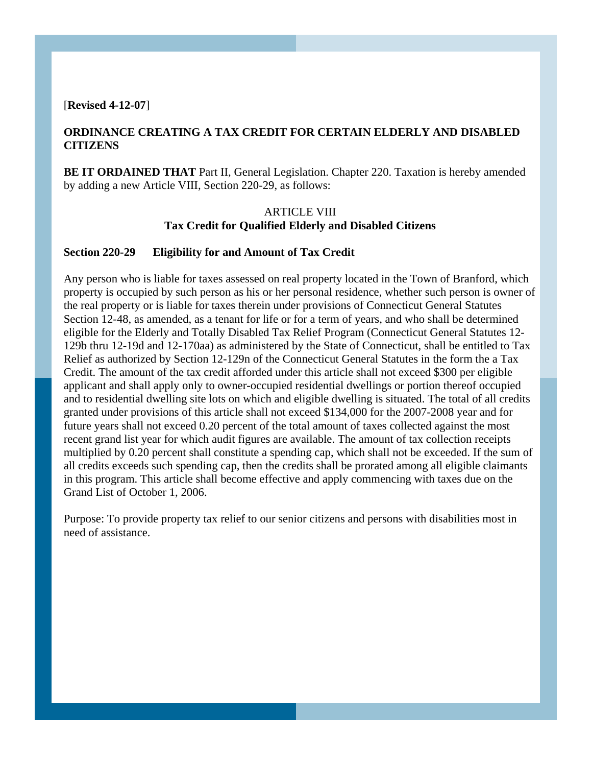[**Revised 4-12-07**]

**ORDINANCE CREATING A TAX CREDIT FOR CERTAIN ELDERLY AND DISABLED CITIZENS**

**BE IT ORDAINED THAT** Part II, General Legislation. Chapter 220. Taxation is hereby amended by adding a new Article VIII, Section 220-29, as follows:

ARTICLE VIII

**Tax Credit for Qualified Elderly and Disabled Citizens**

**Section 220-29 Eligibility for and Amount of Tax Credit**

Any person who is liable for taxes assessed on real property located in the Town of Branford, which property is occupied by such person as his or her personal residence, whether such person is owner of the real property or is liable for taxes therein under provisions of Connecticut General Statutes Section 12-48, as amended, as a tenant for life or for a term of years, and who shall be determined eligible for the Elderly and Totally Disabled Tax Relief Program (Connecticut General Statutes 12-129b thru 12-19d and 12-170aa) as administered by the State of Connecticut, shall be entitled to Tax Relief as authorized by Section 12-129n of the Connecticut General Statutes in the form the a Tax Credit. The amount of the tax credit afforded under this article shall not exceed $300 per eligible applicant and shall apply only to owner-occupied residential dwellings or portion thereof occupied and to residential dwelling site lots on which and eligible dwelling is situated. The total of all credits granted under provisions of this article shall not exceed $134,000 for the 2007-2008 year and for future years shall not exceed 0.20 percent of the total amount of taxes collected against the most recent grand list year for which audit figures are available. The amount of tax collection receipts multiplied by 0.20 percent shall constitute a spending cap, which shall not be exceeded. If the sum of all credits exceeds such spending cap, then the credits shall be prorated among all eligible claimants in this program. This article shall become effective and apply commencing with taxes due on the Grand List of October 1, 2006.

Purpose: To provide property tax relief to our senior citizens and persons with disabilities most in need of assistance.